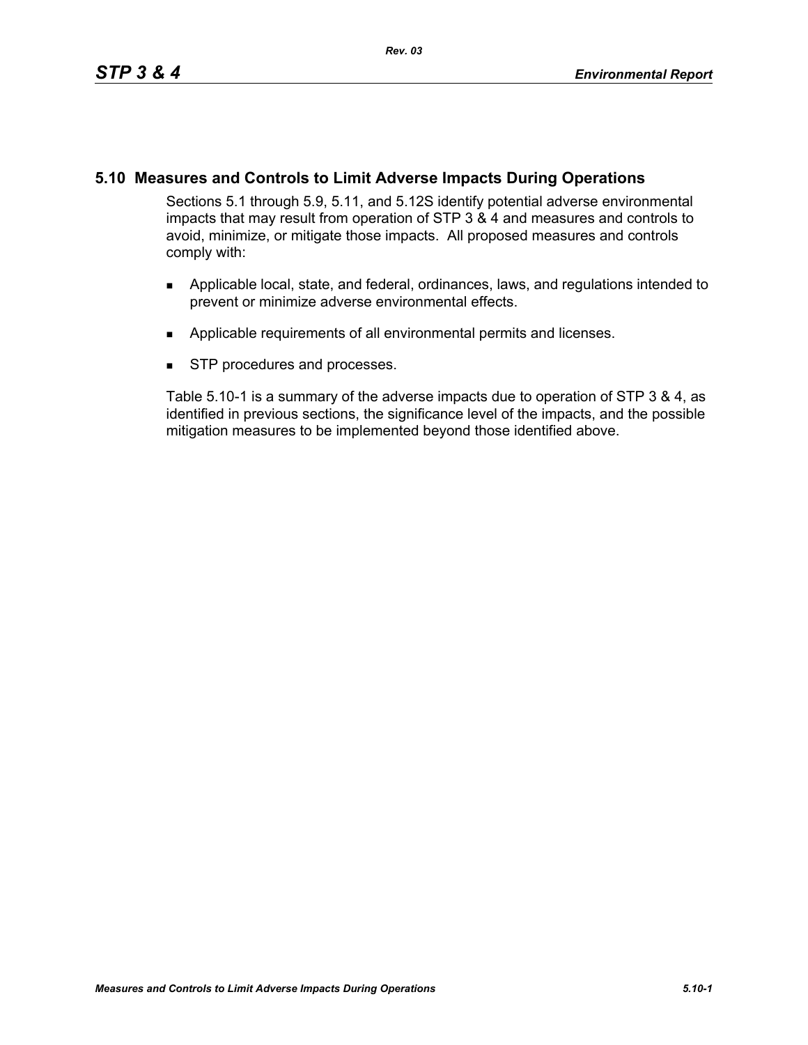## 5.10 Measures and Controls to Limit Adverse Impacts During Operations

Sections 5.1 through 5.9, 5.11, and 5.12S identify potential adverse environmental impacts that may result from operation of STP 3 & 4 and measures and controls to avoid, minimize, or mitigate those impacts. All proposed measures and controls comply with:

- Applicable local, state, and federal, ordinances, laws, and regulations intended to prevent or minimize adverse environmental effects.
- Applicable requirements of all environmental permits and licenses.
- STP procedures and processes.

Table 5.10-1 is a summary of the adverse impacts due to operation of STP 3 & 4, as identified in previous sections, the significance level of the impacts, and the possible mitigation measures to be implemented beyond those identified above.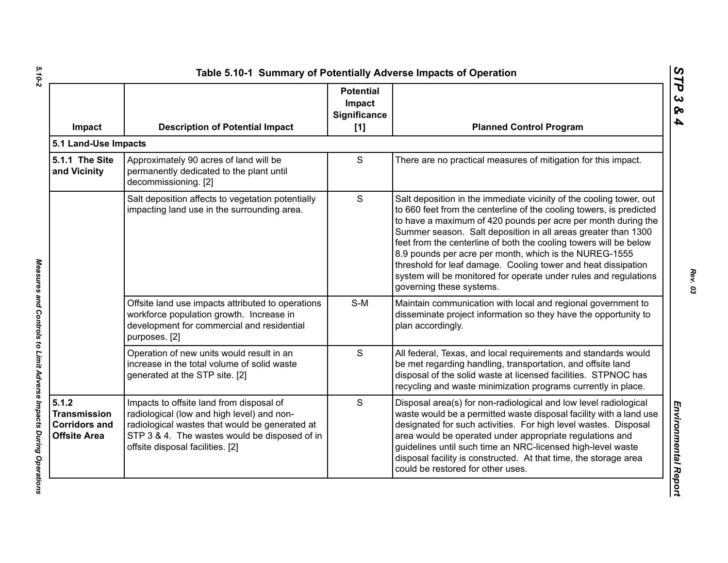## Table 5.10-1 Summary of Potentially Adverse Impacts of Operation

| Impact | Description of Potential Impact | Potential Impact Significance [1] | Planned Control Program |
|---|---|---|---|
| **5.1 Land-Use Impacts** | | | |
| **5.1.1 The Site and Vicinity** | Approximately 90 acres of land will be permanently dedicated to the plant until decommissioning. [2] | S | There are no practical measures of mitigation for this impact. |
| | Salt deposition affects to vegetation potentially impacting land use in the surrounding area. | S | Salt deposition in the immediate vicinity of the cooling tower, out to 660 feet from the centerline of the cooling towers, is predicted to have a maximum of 420 pounds per acre per month during the Summer season. Salt deposition in all areas greater than 1300 feet from the centerline of both the cooling towers will be below 8.9 pounds per acre per month, which is the NUREG-1555 threshold for leaf damage. Cooling tower and heat dissipation system will be monitored for operate under rules and regulations governing these systems. |
| | Offsite land use impacts attributed to operations workforce population growth. Increase in development for commercial and residential purposes. [2] | S-M | Maintain communication with local and regional government to disseminate project information so they have the opportunity to plan accordingly. |
| | Operation of new units would result in an increase in the total volume of solid waste generated at the STP site. [2] | S | All federal, Texas, and local requirements and standards would be met regarding handling, transportation, and offsite land disposal of the solid waste at licensed facilities. STPNOC has recycling and waste minimization programs currently in place. |
| **5.1.2 Transmission Corridors and Offsite Area** | Impacts to offsite land from disposal of radiological (low and high level) and non-radiological wastes that would be generated at STP 3 & 4. The wastes would be disposed of in offsite disposal facilities. [2] | S | Disposal area(s) for non-radiological and low level radiological waste would be a permitted waste disposal facility with a land use designated for such activities. For high level wastes. Disposal area would be operated under appropriate regulations and guidelines until such time an NRC-licensed high-level waste disposal facility is constructed. At that time, the storage area could be restored for other uses. |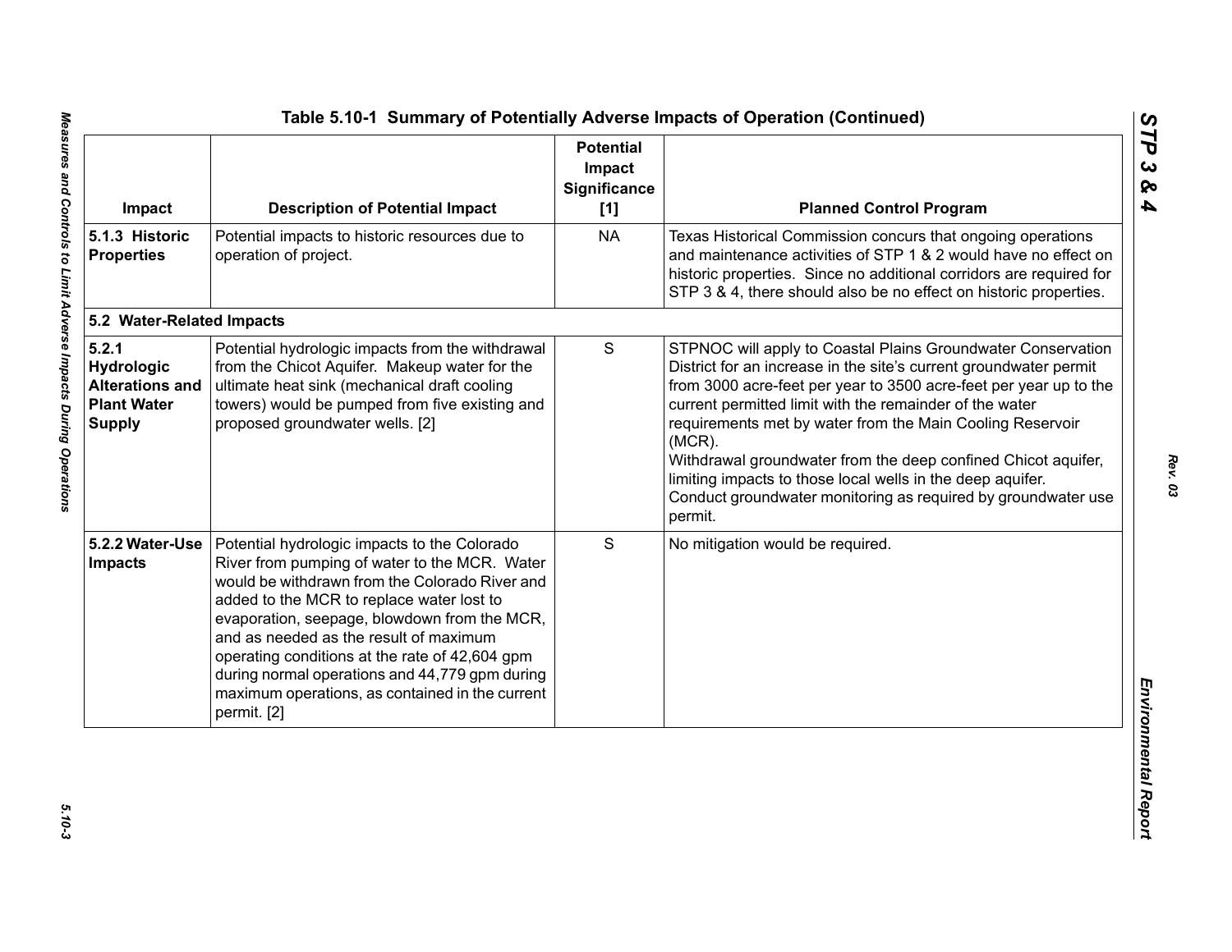### Table 5.10-1 Summary of Potentially Adverse Impacts of Operation (Continued)

| Impact | Description of Potential Impact | Potential Impact Significance [1] | Planned Control Program |
|---|---|---|---|
| **5.1.3 Historic Properties** | Potential impacts to historic resources due to operation of project. | NA | Texas Historical Commission concurs that ongoing operations and maintenance activities of STP 1 & 2 would have no effect on historic properties. Since no additional corridors are required for STP 3 & 4, there should also be no effect on historic properties. |
| **5.2 Water-Related Impacts** | | | |
| **5.2.1 Hydrologic Alterations and Plant Water Supply** | Potential hydrologic impacts from the withdrawal from the Chicot Aquifer. Makeup water for the ultimate heat sink (mechanical draft cooling towers) would be pumped from five existing and proposed groundwater wells. [2] | S | STPNOC will apply to Coastal Plains Groundwater Conservation District for an increase in the site's current groundwater permit from 3000 acre-feet per year to 3500 acre-feet per year up to the current permitted limit with the remainder of the water requirements met by water from the Main Cooling Reservoir (MCR).<br>Withdrawal groundwater from the deep confined Chicot aquifer, limiting impacts to those local wells in the deep aquifer.<br>Conduct groundwater monitoring as required by groundwater use permit. |
| **5.2.2 Water-Use Impacts** | Potential hydrologic impacts to the Colorado River from pumping of water to the MCR. Water would be withdrawn from the Colorado River and added to the MCR to replace water lost to evaporation, seepage, blowdown from the MCR, and as needed as the result of maximum operating conditions at the rate of 42,604 gpm during normal operations and 44,779 gpm during maximum operations, as contained in the current permit. [2] | S | No mitigation would be required. |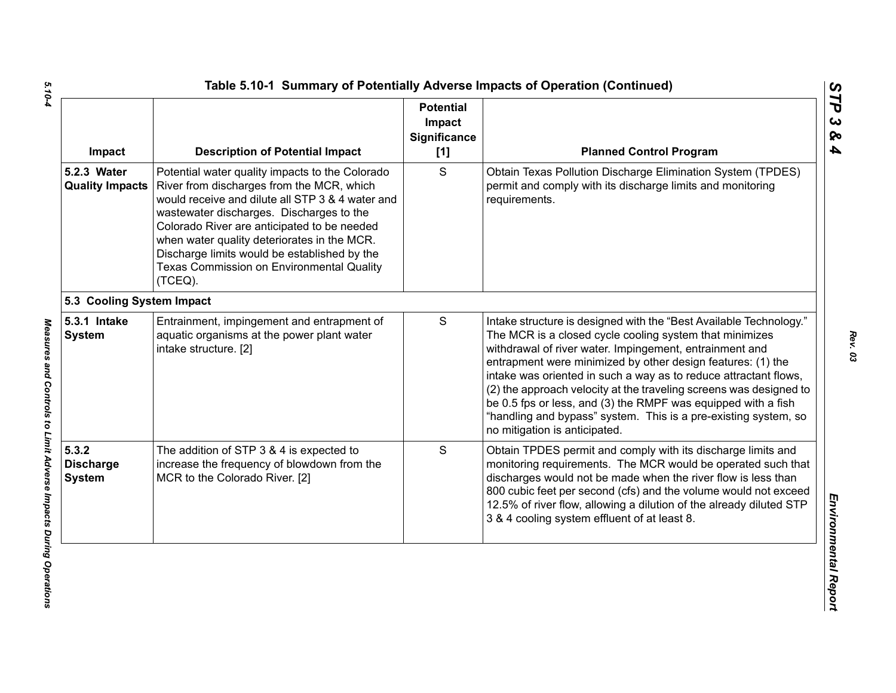## Table 5.10-1 Summary of Potentially Adverse Impacts of Operation (Continued)

| Impact | Description of Potential Impact | Potential Impact Significance [1] | Planned Control Program |
|---|---|---|---|
| **5.2.3 Water Quality Impacts** | Potential water quality impacts to the Colorado River from discharges from the MCR, which would receive and dilute all STP 3 & 4 water and wastewater discharges. Discharges to the Colorado River are anticipated to be needed when water quality deteriorates in the MCR. Discharge limits would be established by the Texas Commission on Environmental Quality (TCEQ). | S | Obtain Texas Pollution Discharge Elimination System (TPDES) permit and comply with its discharge limits and monitoring requirements. |
| **5.3 Cooling System Impact** | | | |
| **5.3.1 Intake System** | Entrainment, impingement and entrapment of aquatic organisms at the power plant water intake structure. [2] | S | Intake structure is designed with the "Best Available Technology." The MCR is a closed cycle cooling system that minimizes withdrawal of river water. Impingement, entrainment and entrapment were minimized by other design features: (1) the intake was oriented in such a way as to reduce attractant flows, (2) the approach velocity at the traveling screens was designed to be 0.5 fps or less, and (3) the RMPF was equipped with a fish "handling and bypass" system. This is a pre-existing system, so no mitigation is anticipated. |
| **5.3.2 Discharge System** | The addition of STP 3 & 4 is expected to increase the frequency of blowdown from the MCR to the Colorado River. [2] | S | Obtain TPDES permit and comply with its discharge limits and monitoring requirements. The MCR would be operated such that discharges would not be made when the river flow is less than 800 cubic feet per second (cfs) and the volume would not exceed 12.5% of river flow, allowing a dilution of the already diluted STP 3 & 4 cooling system effluent of at least 8. |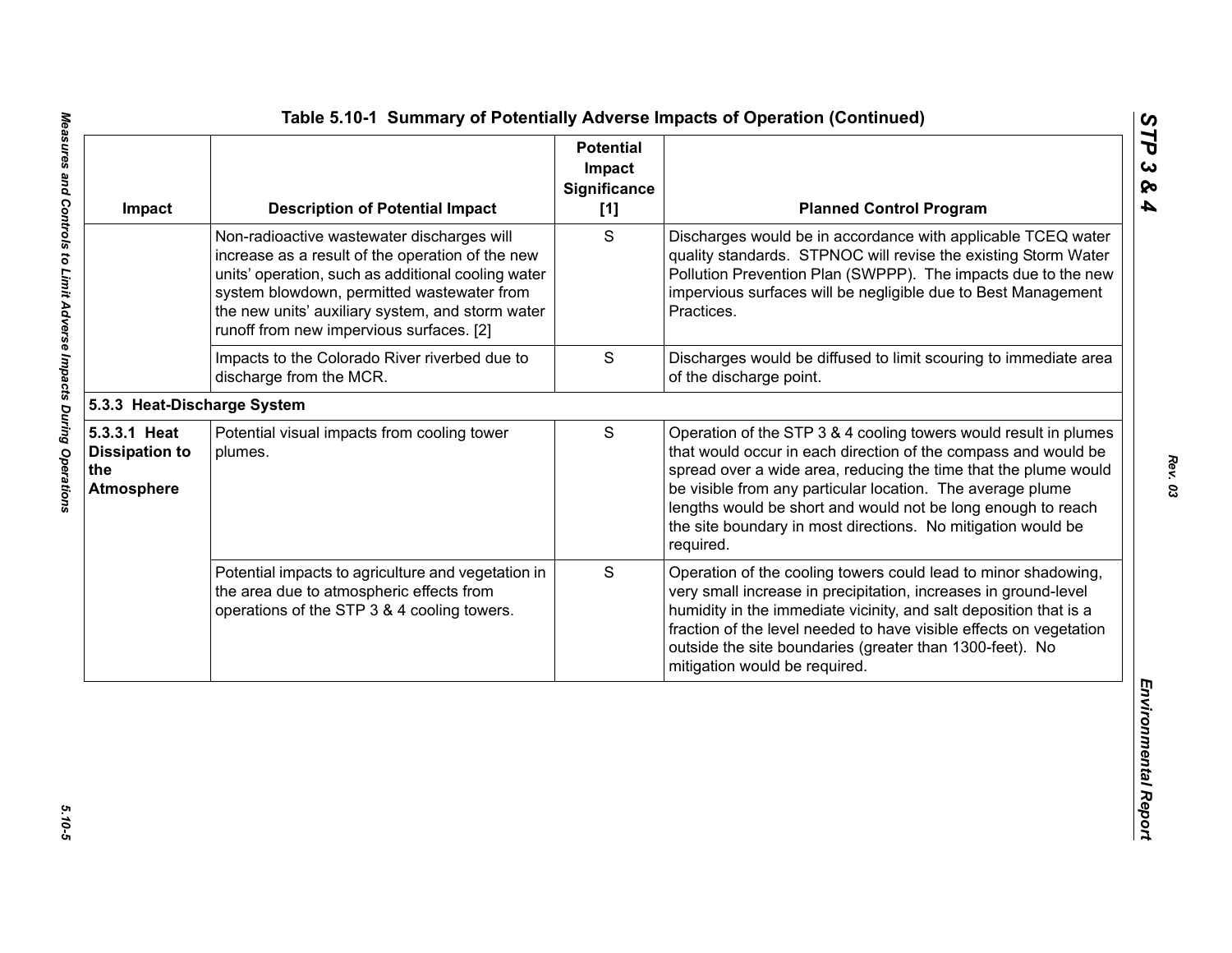Table 5.10-1 Summary of Potentially Adverse Impacts of Operation (Continued)

| Impact | Description of Potential Impact | Potential Impact Significance [1] | Planned Control Program |
|---|---|---|---|
| | Non-radioactive wastewater discharges will increase as a result of the operation of the new units' operation, such as additional cooling water system blowdown, permitted wastewater from the new units' auxiliary system, and storm water runoff from new impervious surfaces. [2] | S | Discharges would be in accordance with applicable TCEQ water quality standards. STPNOC will revise the existing Storm Water Pollution Prevention Plan (SWPPP). The impacts due to the new impervious surfaces will be negligible due to Best Management Practices. |
| | Impacts to the Colorado River riverbed due to discharge from the MCR. | S | Discharges would be diffused to limit scouring to immediate area of the discharge point. |
| **5.3.3 Heat-Discharge System** | | | |
| **5.3.3.1 Heat Dissipation to the Atmosphere** | Potential visual impacts from cooling tower plumes. | S | Operation of the STP 3 & 4 cooling towers would result in plumes that would occur in each direction of the compass and would be spread over a wide area, reducing the time that the plume would be visible from any particular location. The average plume lengths would be short and would not be long enough to reach the site boundary in most directions. No mitigation would be required. |
| | Potential impacts to agriculture and vegetation in the area due to atmospheric effects from operations of the STP 3 & 4 cooling towers. | S | Operation of the cooling towers could lead to minor shadowing, very small increase in precipitation, increases in ground-level humidity in the immediate vicinity, and salt deposition that is a fraction of the level needed to have visible effects on vegetation outside the site boundaries (greater than 1300-feet). No mitigation would be required. |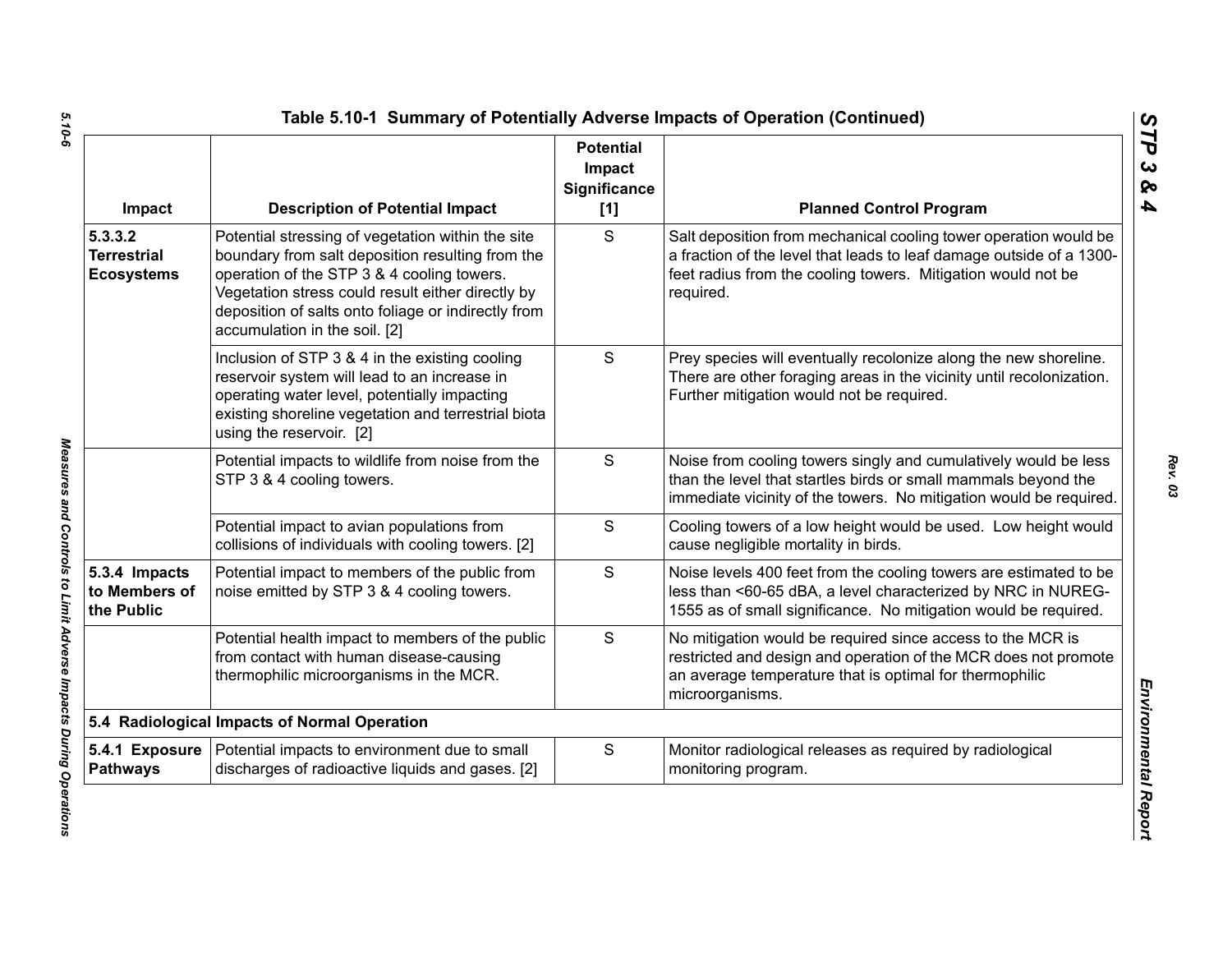## Table 5.10-1 Summary of Potentially Adverse Impacts of Operation (Continued)

| Impact | Description of Potential Impact | Potential Impact Significance [1] | Planned Control Program |
|---|---|---|---|
| **5.3.3.2 Terrestrial Ecosystems** | Potential stressing of vegetation within the site boundary from salt deposition resulting from the operation of the STP 3 & 4 cooling towers. Vegetation stress could result either directly by deposition of salts onto foliage or indirectly from accumulation in the soil. [2] | S | Salt deposition from mechanical cooling tower operation would be a fraction of the level that leads to leaf damage outside of a 1300-feet radius from the cooling towers. Mitigation would not be required. |
| | Inclusion of STP 3 & 4 in the existing cooling reservoir system will lead to an increase in operating water level, potentially impacting existing shoreline vegetation and terrestrial biota using the reservoir. [2] | S | Prey species will eventually recolonize along the new shoreline. There are other foraging areas in the vicinity until recolonization. Further mitigation would not be required. |
| | Potential impacts to wildlife from noise from the STP 3 & 4 cooling towers. | S | Noise from cooling towers singly and cumulatively would be less than the level that startles birds or small mammals beyond the immediate vicinity of the towers. No mitigation would be required. |
| | Potential impact to avian populations from collisions of individuals with cooling towers. [2] | S | Cooling towers of a low height would be used. Low height would cause negligible mortality in birds. |
| **5.3.4 Impacts to Members of the Public** | Potential impact to members of the public from noise emitted by STP 3 & 4 cooling towers. | S | Noise levels 400 feet from the cooling towers are estimated to be less than <60-65 dBA, a level characterized by NRC in NUREG-1555 as of small significance. No mitigation would be required. |
| | Potential health impact to members of the public from contact with human disease-causing thermophilic microorganisms in the MCR. | S | No mitigation would be required since access to the MCR is restricted and design and operation of the MCR does not promote an average temperature that is optimal for thermophilic microorganisms. |
| **5.4 Radiological Impacts of Normal Operation** | | | |
| **5.4.1 Exposure Pathways** | Potential impacts to environment due to small discharges of radioactive liquids and gases. [2] | S | Monitor radiological releases as required by radiological monitoring program. |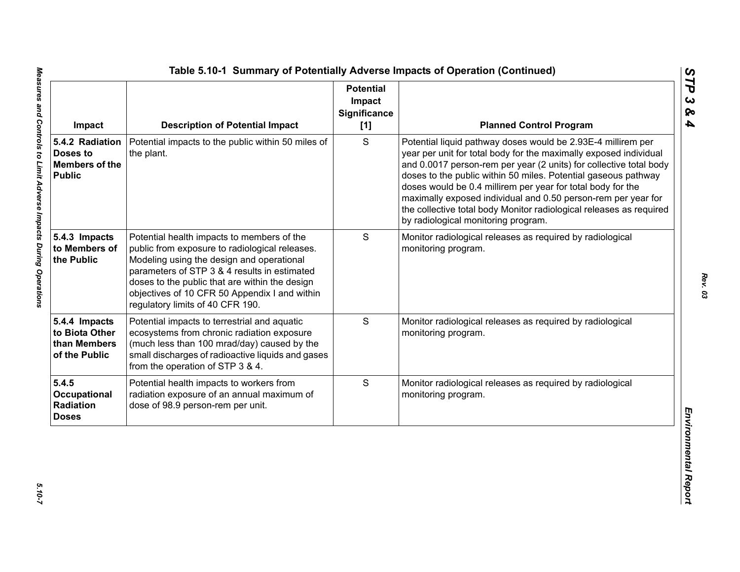## Table 5.10-1 Summary of Potentially Adverse Impacts of Operation (Continued)

| Impact | Description of Potential Impact | Potential Impact Significance [1] | Planned Control Program |
|---|---|---|---|
| **5.4.2 Radiation Doses to Members of the Public** | Potential impacts to the public within 50 miles of the plant. | S | Potential liquid pathway doses would be 2.93E-4 millirem per year per unit for total body for the maximally exposed individual and 0.0017 person-rem per year (2 units) for collective total body doses to the public within 50 miles. Potential gaseous pathway doses would be 0.4 millirem per year for total body for the maximally exposed individual and 0.50 person-rem per year for the collective total body Monitor radiological releases as required by radiological monitoring program. |
| **5.4.3 Impacts to Members of the Public** | Potential health impacts to members of the public from exposure to radiological releases. Modeling using the design and operational parameters of STP 3 & 4 results in estimated doses to the public that are within the design objectives of 10 CFR 50 Appendix I and within regulatory limits of 40 CFR 190. | S | Monitor radiological releases as required by radiological monitoring program. |
| **5.4.4 Impacts to Biota Other than Members of the Public** | Potential impacts to terrestrial and aquatic ecosystems from chronic radiation exposure (much less than 100 mrad/day) caused by the small discharges of radioactive liquids and gases from the operation of STP 3 & 4. | S | Monitor radiological releases as required by radiological monitoring program. |
| **5.4.5 Occupational Radiation Doses** | Potential health impacts to workers from radiation exposure of an annual maximum of dose of 98.9 person-rem per unit. | S | Monitor radiological releases as required by radiological monitoring program. |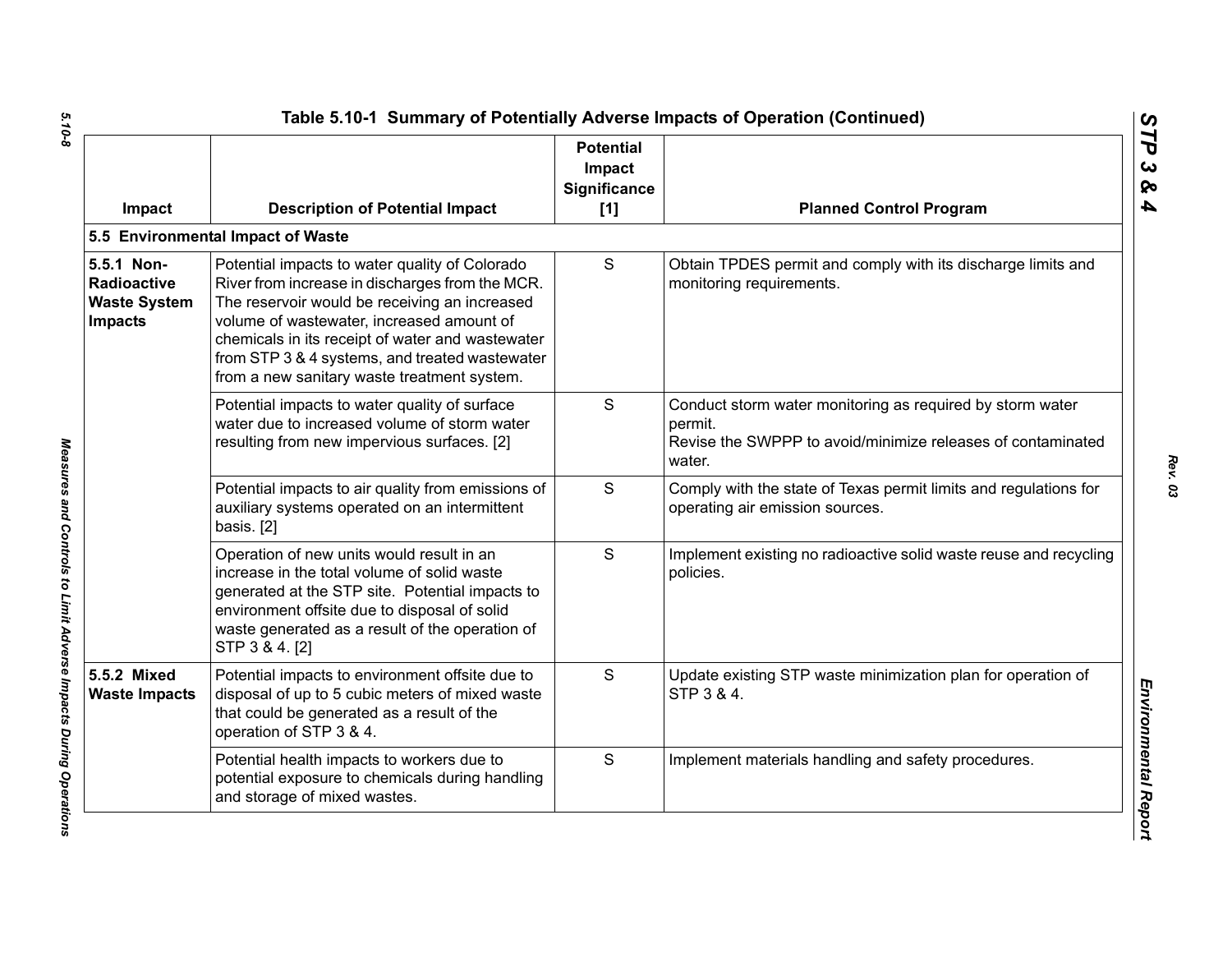**Table 5.10-1 Summary of Potentially Adverse Impacts of Operation (Continued)**

| Impact | Description of Potential Impact | Potential Impact Significance [1] | Planned Control Program |
|---|---|---|---|
| **5.5 Environmental Impact of Waste** | | | |
| **5.5.1 Non-Radioactive Waste System Impacts** | Potential impacts to water quality of Colorado River from increase in discharges from the MCR. The reservoir would be receiving an increased volume of wastewater, increased amount of chemicals in its receipt of water and wastewater from STP 3 & 4 systems, and treated wastewater from a new sanitary waste treatment system. | S | Obtain TPDES permit and comply with its discharge limits and monitoring requirements. |
| | Potential impacts to water quality of surface water due to increased volume of storm water resulting from new impervious surfaces. [2] | S | Conduct storm water monitoring as required by storm water permit.<br>Revise the SWPPP to avoid/minimize releases of contaminated water. |
| | Potential impacts to air quality from emissions of auxiliary systems operated on an intermittent basis. [2] | S | Comply with the state of Texas permit limits and regulations for operating air emission sources. |
| | Operation of new units would result in an increase in the total volume of solid waste generated at the STP site. Potential impacts to environment offsite due to disposal of solid waste generated as a result of the operation of STP 3 & 4. [2] | S | Implement existing no radioactive solid waste reuse and recycling policies. |
| **5.5.2 Mixed Waste Impacts** | Potential impacts to environment offsite due to disposal of up to 5 cubic meters of mixed waste that could be generated as a result of the operation of STP 3 & 4. | S | Update existing STP waste minimization plan for operation of STP 3 & 4. |
| | Potential health impacts to workers due to potential exposure to chemicals during handling and storage of mixed wastes. | S | Implement materials handling and safety procedures. |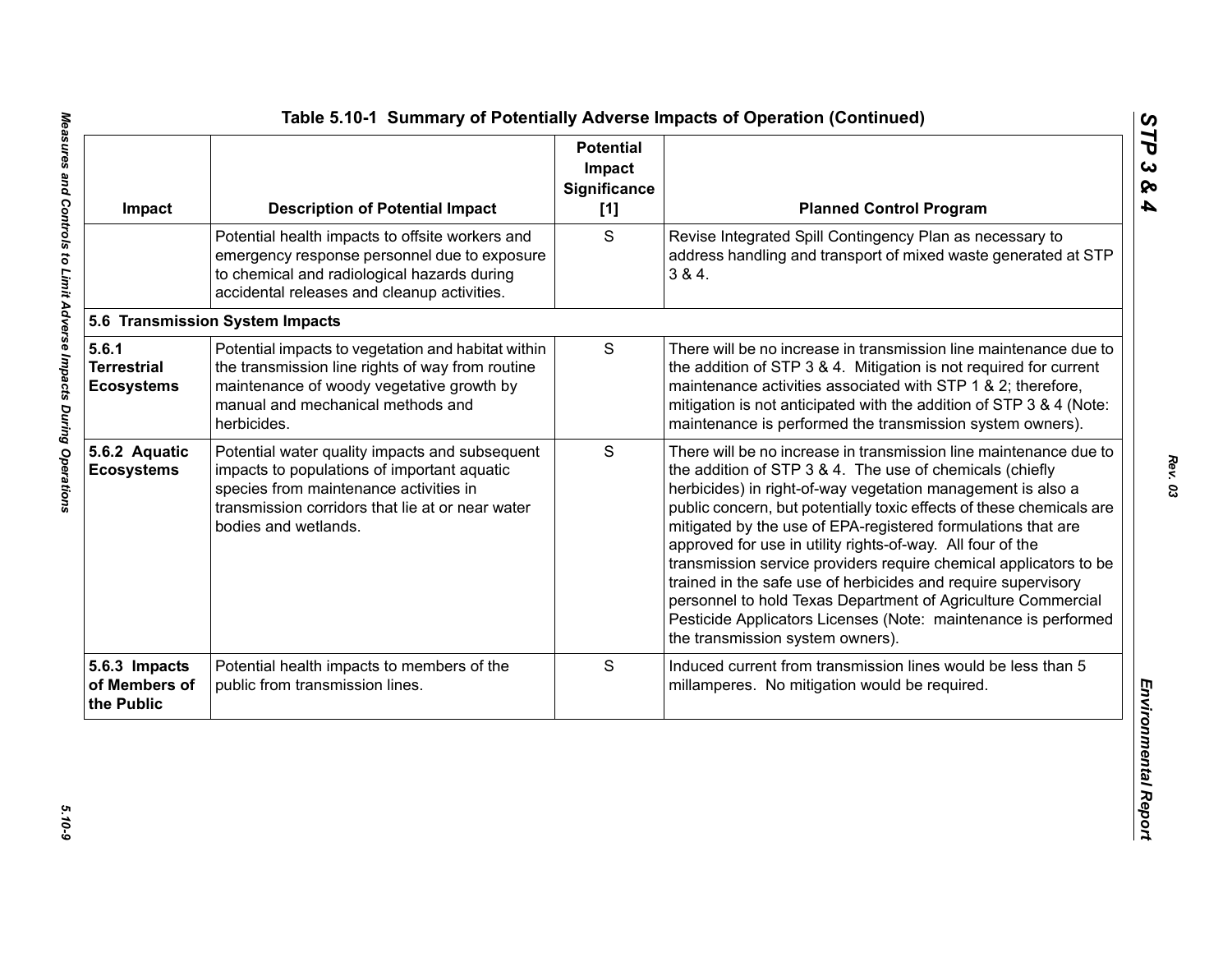**Table 5.10-1 Summary of Potentially Adverse Impacts of Operation (Continued)**

| Impact | Description of Potential Impact | Potential Impact Significance [1] | Planned Control Program |
|---|---|---|---|
| | Potential health impacts to offsite workers and emergency response personnel due to exposure to chemical and radiological hazards during accidental releases and cleanup activities. | S | Revise Integrated Spill Contingency Plan as necessary to address handling and transport of mixed waste generated at STP 3 & 4. |
| **5.6 Transmission System Impacts** | | | |
| **5.6.1 Terrestrial Ecosystems** | Potential impacts to vegetation and habitat within the transmission line rights of way from routine maintenance of woody vegetative growth by manual and mechanical methods and herbicides. | S | There will be no increase in transmission line maintenance due to the addition of STP 3 & 4. Mitigation is not required for current maintenance activities associated with STP 1 & 2; therefore, mitigation is not anticipated with the addition of STP 3 & 4 (Note: maintenance is performed the transmission system owners). |
| **5.6.2 Aquatic Ecosystems** | Potential water quality impacts and subsequent impacts to populations of important aquatic species from maintenance activities in transmission corridors that lie at or near water bodies and wetlands. | S | There will be no increase in transmission line maintenance due to the addition of STP 3 & 4. The use of chemicals (chiefly herbicides) in right-of-way vegetation management is also a public concern, but potentially toxic effects of these chemicals are mitigated by the use of EPA-registered formulations that are approved for use in utility rights-of-way. All four of the transmission service providers require chemical applicators to be trained in the safe use of herbicides and require supervisory personnel to hold Texas Department of Agriculture Commercial Pesticide Applicators Licenses (Note: maintenance is performed the transmission system owners). |
| **5.6.3 Impacts of Members of the Public** | Potential health impacts to members of the public from transmission lines. | S | Induced current from transmission lines would be less than 5 millamperes. No mitigation would be required. |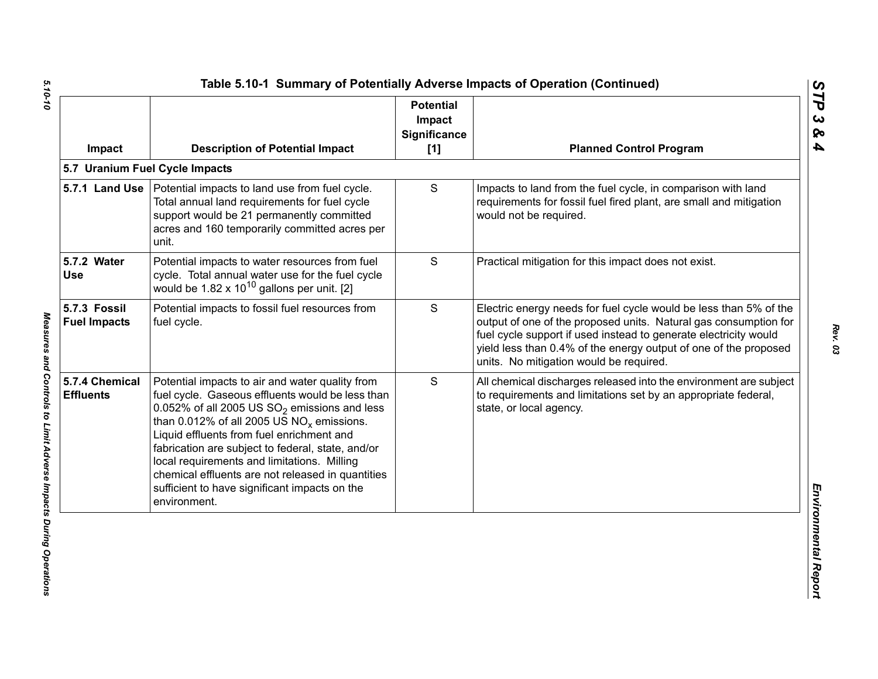## Table 5.10-1 Summary of Potentially Adverse Impacts of Operation (Continued)

| Impact | Description of Potential Impact | Potential Impact Significance [1] | Planned Control Program |
|---|---|---|---|
| **5.7 Uranium Fuel Cycle Impacts** | | | |
| **5.7.1 Land Use** | Potential impacts to land use from fuel cycle. Total annual land requirements for fuel cycle support would be 21 permanently committed acres and 160 temporarily committed acres per unit. | S | Impacts to land from the fuel cycle, in comparison with land requirements for fossil fuel fired plant, are small and mitigation would not be required. |
| **5.7.2 Water Use** | Potential impacts to water resources from fuel cycle. Total annual water use for the fuel cycle would be $1.82 \times 10^{10}$ gallons per unit. [2] | S | Practical mitigation for this impact does not exist. |
| **5.7.3 Fossil Fuel Impacts** | Potential impacts to fossil fuel resources from fuel cycle. | S | Electric energy needs for fuel cycle would be less than 5% of the output of one of the proposed units. Natural gas consumption for fuel cycle support if used instead to generate electricity would yield less than 0.4% of the energy output of one of the proposed units. No mitigation would be required. |
| **5.7.4 Chemical Effluents** | Potential impacts to air and water quality from fuel cycle. Gaseous effluents would be less than 0.052% of all 2005 US $SO_2$ emissions and less than 0.012% of all 2005 US $NO_x$ emissions. Liquid effluents from fuel enrichment and fabrication are subject to federal, state, and/or local requirements and limitations. Milling chemical effluents are not released in quantities sufficient to have significant impacts on the environment. | S | All chemical discharges released into the environment are subject to requirements and limitations set by an appropriate federal, state, or local agency. |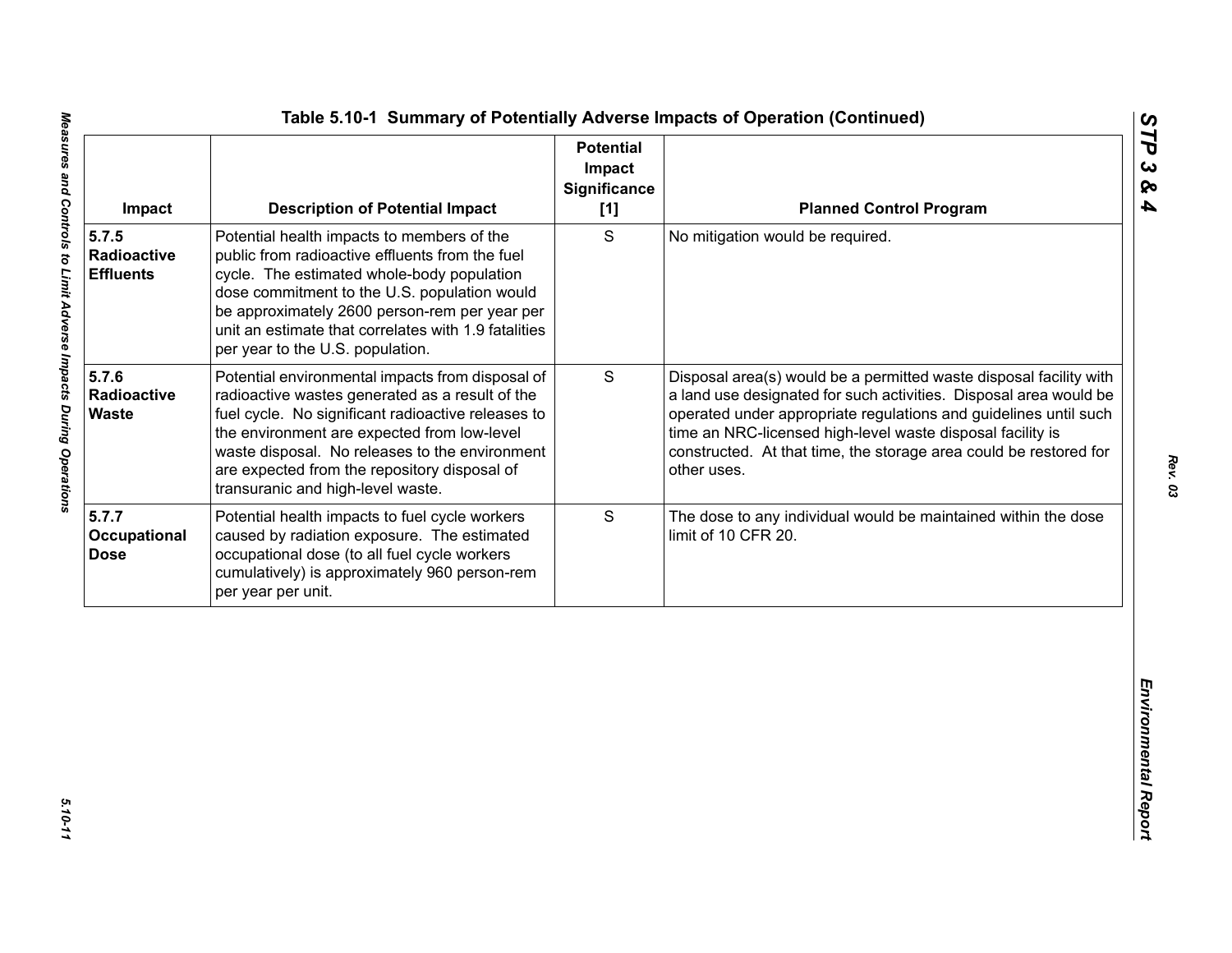## Table 5.10-1 Summary of Potentially Adverse Impacts of Operation (Continued)

| Impact | Description of Potential Impact | Potential Impact Significance [1] | Planned Control Program |
|---|---|---|---|
| **5.7.5 Radioactive Effluents** | Potential health impacts to members of the public from radioactive effluents from the fuel cycle. The estimated whole-body population dose commitment to the U.S. population would be approximately 2600 person-rem per year per unit an estimate that correlates with 1.9 fatalities per year to the U.S. population. | S | No mitigation would be required. |
| **5.7.6 Radioactive Waste** | Potential environmental impacts from disposal of radioactive wastes generated as a result of the fuel cycle. No significant radioactive releases to the environment are expected from low-level waste disposal. No releases to the environment are expected from the repository disposal of transuranic and high-level waste. | S | Disposal area(s) would be a permitted waste disposal facility with a land use designated for such activities. Disposal area would be operated under appropriate regulations and guidelines until such time an NRC-licensed high-level waste disposal facility is constructed. At that time, the storage area could be restored for other uses. |
| **5.7.7 Occupational Dose** | Potential health impacts to fuel cycle workers caused by radiation exposure. The estimated occupational dose (to all fuel cycle workers cumulatively) is approximately 960 person-rem per year per unit. | S | The dose to any individual would be maintained within the dose limit of 10 CFR 20. |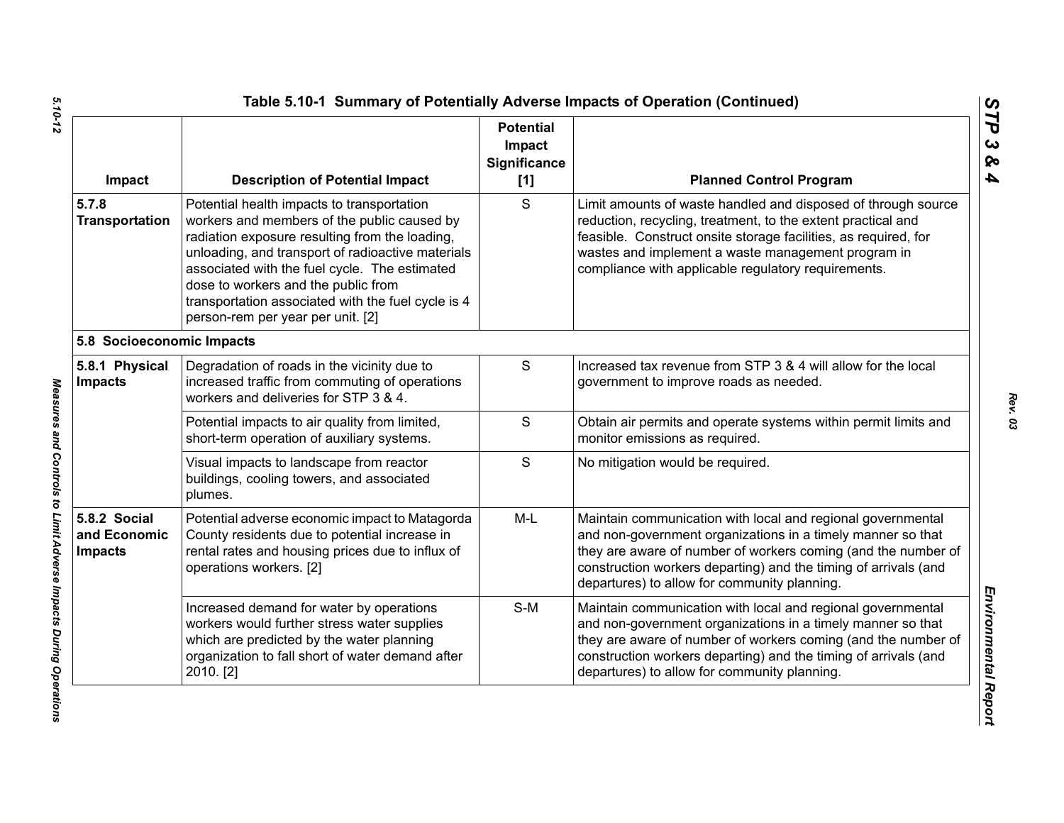## Table 5.10-1 Summary of Potentially Adverse Impacts of Operation (Continued)

| Impact | Description of Potential Impact | Potential Impact Significance [1] | Planned Control Program |
|---|---|---|---|
| **5.7.8 Transportation** | Potential health impacts to transportation workers and members of the public caused by radiation exposure resulting from the loading, unloading, and transport of radioactive materials associated with the fuel cycle. The estimated dose to workers and the public from transportation associated with the fuel cycle is 4 person-rem per year per unit. [2] | S | Limit amounts of waste handled and disposed of through source reduction, recycling, treatment, to the extent practical and feasible. Construct onsite storage facilities, as required, for wastes and implement a waste management program in compliance with applicable regulatory requirements. |
| **5.8 Socioeconomic Impacts** | | | |
| **5.8.1 Physical Impacts** | Degradation of roads in the vicinity due to increased traffic from commuting of operations workers and deliveries for STP 3 & 4. | S | Increased tax revenue from STP 3 & 4 will allow for the local government to improve roads as needed. |
| | Potential impacts to air quality from limited, short-term operation of auxiliary systems. | S | Obtain air permits and operate systems within permit limits and monitor emissions as required. |
| | Visual impacts to landscape from reactor buildings, cooling towers, and associated plumes. | S | No mitigation would be required. |
| **5.8.2 Social and Economic Impacts** | Potential adverse economic impact to Matagorda County residents due to potential increase in rental rates and housing prices due to influx of operations workers. [2] | M-L | Maintain communication with local and regional governmental and non-government organizations in a timely manner so that they are aware of number of workers coming (and the number of construction workers departing) and the timing of arrivals (and departures) to allow for community planning. |
| | Increased demand for water by operations workers would further stress water supplies which are predicted by the water planning organization to fall short of water demand after 2010. [2] | S-M | Maintain communication with local and regional governmental and non-government organizations in a timely manner so that they are aware of number of workers coming (and the number of construction workers departing) and the timing of arrivals (and departures) to allow for community planning. |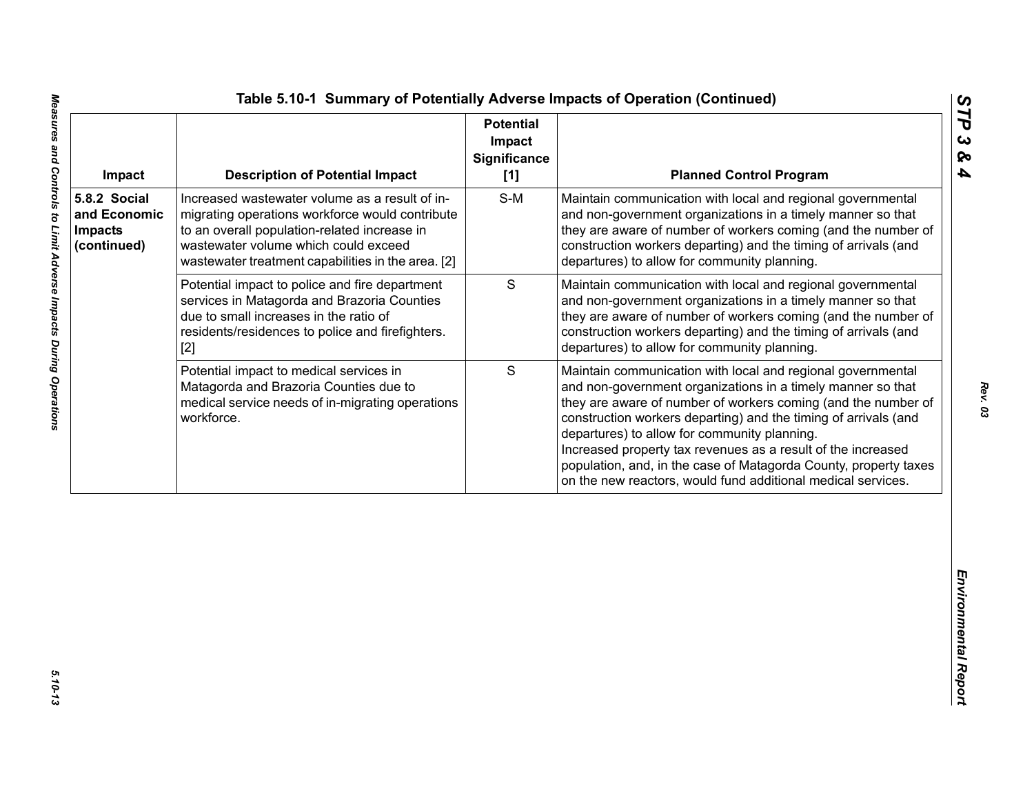### Table 5.10-1 Summary of Potentially Adverse Impacts of Operation (Continued)

| Impact | Description of Potential Impact | Potential Impact Significance [1] | Planned Control Program |
|---|---|---|---|
| **5.8.2 Social and Economic Impacts (continued)** | Increased wastewater volume as a result of in-migrating operations workforce would contribute to an overall population-related increase in wastewater volume which could exceed wastewater treatment capabilities in the area. [2] | S-M | Maintain communication with local and regional governmental and non-government organizations in a timely manner so that they are aware of number of workers coming (and the number of construction workers departing) and the timing of arrivals (and departures) to allow for community planning. |
| | Potential impact to police and fire department services in Matagorda and Brazoria Counties due to small increases in the ratio of residents/residences to police and firefighters. [2] | S | Maintain communication with local and regional governmental and non-government organizations in a timely manner so that they are aware of number of workers coming (and the number of construction workers departing) and the timing of arrivals (and departures) to allow for community planning. |
| | Potential impact to medical services in Matagorda and Brazoria Counties due to medical service needs of in-migrating operations workforce. | S | Maintain communication with local and regional governmental and non-government organizations in a timely manner so that they are aware of number of workers coming (and the number of construction workers departing) and the timing of arrivals (and departures) to allow for community planning. Increased property tax revenues as a result of the increased population, and, in the case of Matagorda County, property taxes on the new reactors, would fund additional medical services. |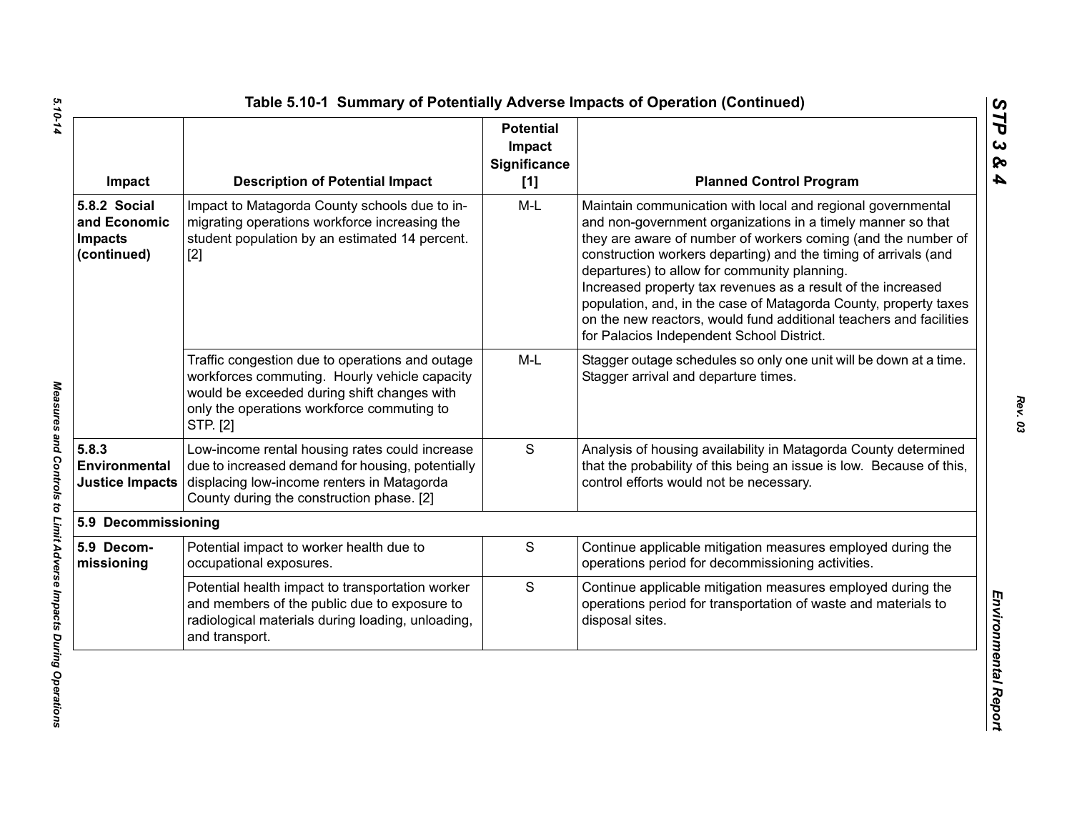## Table 5.10-1 Summary of Potentially Adverse Impacts of Operation (Continued)

| Impact | Description of Potential Impact | Potential Impact Significance [1] | Planned Control Program |
|---|---|---|---|
| **5.8.2 Social and Economic Impacts (continued)** | Impact to Matagorda County schools due to in-migrating operations workforce increasing the student population by an estimated 14 percent. [2] | M-L | Maintain communication with local and regional governmental and non-government organizations in a timely manner so that they are aware of number of workers coming (and the number of construction workers departing) and the timing of arrivals (and departures) to allow for community planning.<br>Increased property tax revenues as a result of the increased population, and, in the case of Matagorda County, property taxes on the new reactors, would fund additional teachers and facilities for Palacios Independent School District. |
| | Traffic congestion due to operations and outage workforces commuting. Hourly vehicle capacity would be exceeded during shift changes with only the operations workforce commuting to STP. [2] | M-L | Stagger outage schedules so only one unit will be down at a time. Stagger arrival and departure times. |
| **5.8.3 Environmental Justice Impacts** | Low-income rental housing rates could increase due to increased demand for housing, potentially displacing low-income renters in Matagorda County during the construction phase. [2] | S | Analysis of housing availability in Matagorda County determined that the probability of this being an issue is low. Because of this, control efforts would not be necessary. |
| **5.9 Decommissioning** | | | |
| **5.9 Decom-missioning** | Potential impact to worker health due to occupational exposures. | S | Continue applicable mitigation measures employed during the operations period for decommissioning activities. |
| | Potential health impact to transportation worker and members of the public due to exposure to radiological materials during loading, unloading, and transport. | S | Continue applicable mitigation measures employed during the operations period for transportation of waste and materials to disposal sites. |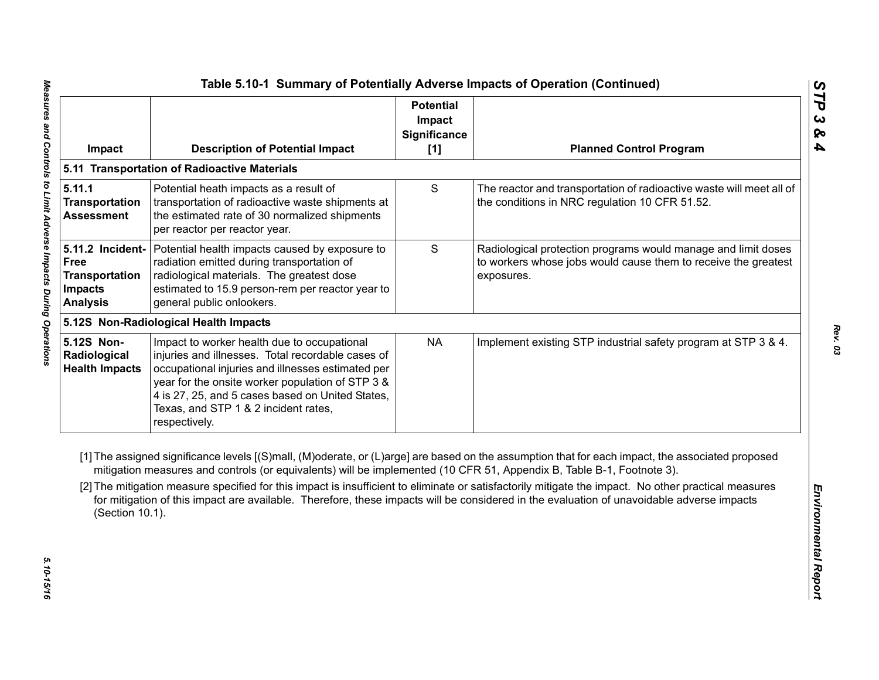**Table 5.10-1 Summary of Potentially Adverse Impacts of Operation (Continued)**

| Impact | Description of Potential Impact | Potential Impact Significance [1] | Planned Control Program |
|---|---|---|---|
| **5.11 Transportation of Radioactive Materials** | | | |
| **5.11.1 Transportation Assessment** | Potential heath impacts as a result of transportation of radioactive waste shipments at the estimated rate of 30 normalized shipments per reactor per reactor year. | S | The reactor and transportation of radioactive waste will meet all of the conditions in NRC regulation 10 CFR 51.52. |
| **5.11.2 Incident-Free Transportation Impacts Analysis** | Potential health impacts caused by exposure to radiation emitted during transportation of radiological materials. The greatest dose estimated to 15.9 person-rem per reactor year to general public onlookers. | S | Radiological protection programs would manage and limit doses to workers whose jobs would cause them to receive the greatest exposures. |
| **5.12S Non-Radiological Health Impacts** | | | |
| **5.12S Non-Radiological Health Impacts** | Impact to worker health due to occupational injuries and illnesses. Total recordable cases of occupational injuries and illnesses estimated per year for the onsite worker population of STP 3 & 4 is 27, 25, and 5 cases based on United States, Texas, and STP 1 & 2 incident rates, respectively. | NA | Implement existing STP industrial safety program at STP 3 & 4. |

[1] The assigned significance levels [(S)mall, (M)oderate, or (L)arge] are based on the assumption that for each impact, the associated proposed mitigation measures and controls (or equivalents) will be implemented (10 CFR 51, Appendix B, Table B-1, Footnote 3).

[2] The mitigation measure specified for this impact is insufficient to eliminate or satisfactorily mitigate the impact. No other practical measures for mitigation of this impact are available. Therefore, these impacts will be considered in the evaluation of unavoidable adverse impacts (Section 10.1).